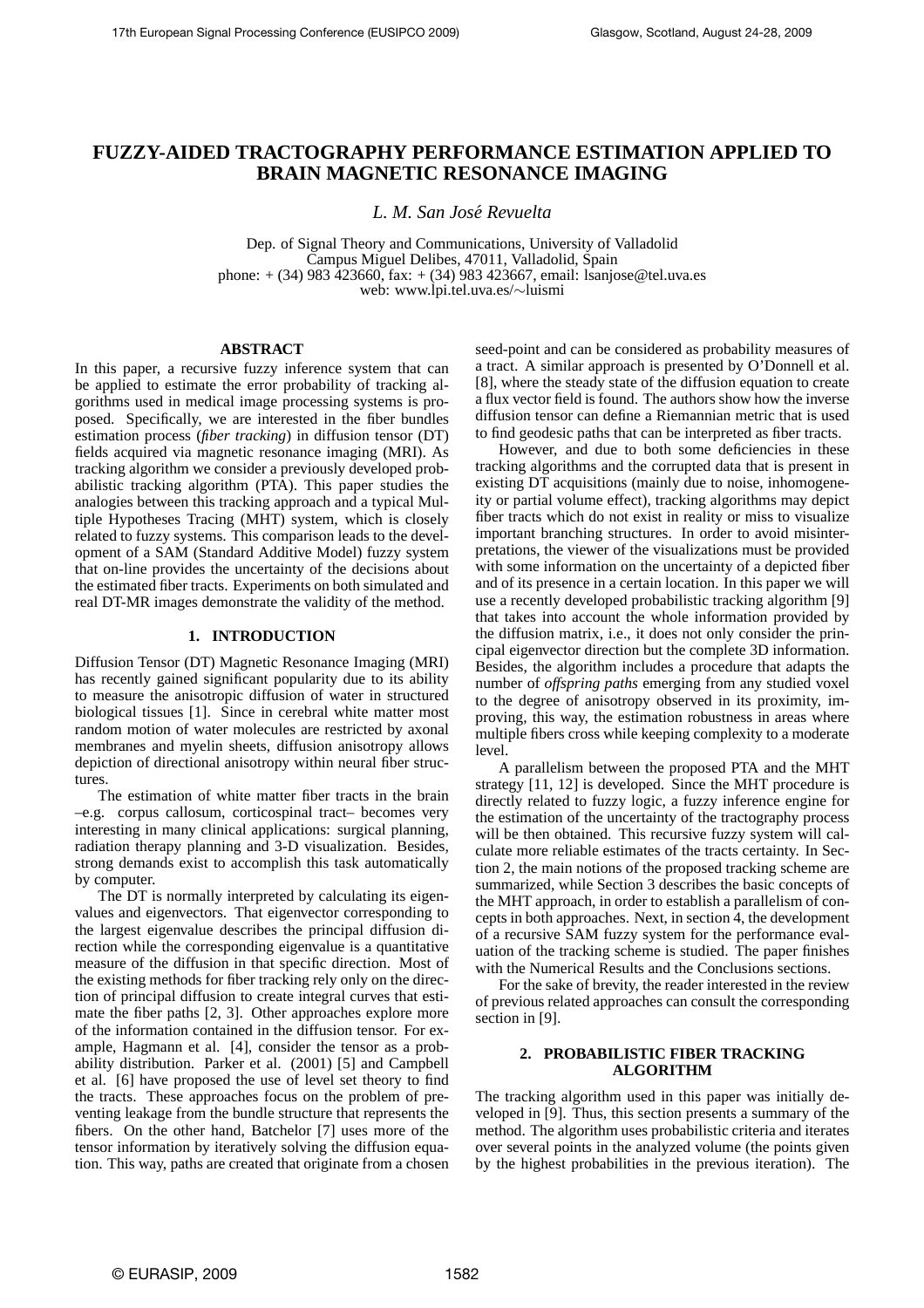# FUZZY-AIDED TRACTOGRAPHY PERFORMANCE ESTIMATION APPLIED TO BRAIN MAGNETIC RESONANCE IMAGING

*L. M. San José Revuelta*

Dep. of Signal Theory and Communications, University of Valladolid
Campus Miguel Delibes, 47011, Valladolid, Spain
phone: + (34) 983 423660, fax: + (34) 983 423667, email: lsanjose@tel.uva.es
web: www.lpi.tel.uva.es/∼luismi

## ABSTRACT

In this paper, a recursive fuzzy inference system that can be applied to estimate the error probability of tracking algorithms used in medical image processing systems is proposed. Specifically, we are interested in the fiber bundles estimation process (*fiber tracking*) in diffusion tensor (DT) fields acquired via magnetic resonance imaging (MRI). As tracking algorithm we consider a previously developed probabilistic tracking algorithm (PTA). This paper studies the analogies between this tracking approach and a typical Multiple Hypotheses Tracing (MHT) system, which is closely related to fuzzy systems. This comparison leads to the development of a SAM (Standard Additive Model) fuzzy system that on-line provides the uncertainty of the decisions about the estimated fiber tracts. Experiments on both simulated and real DT-MR images demonstrate the validity of the method.

## 1. INTRODUCTION

Diffusion Tensor (DT) Magnetic Resonance Imaging (MRI) has recently gained significant popularity due to its ability to measure the anisotropic diffusion of water in structured biological tissues [1]. Since in cerebral white matter most random motion of water molecules are restricted by axonal membranes and myelin sheets, diffusion anisotropy allows depiction of directional anisotropy within neural fiber structures.

The estimation of white matter fiber tracts in the brain –e.g. corpus callosum, corticospinal tract– becomes very interesting in many clinical applications: surgical planning, radiation therapy planning and 3-D visualization. Besides, strong demands exist to accomplish this task automatically by computer.

The DT is normally interpreted by calculating its eigenvalues and eigenvectors. That eigenvector corresponding to the largest eigenvalue describes the principal diffusion direction while the corresponding eigenvalue is a quantitative measure of the diffusion in that specific direction. Most of the existing methods for fiber tracking rely only on the direction of principal diffusion to create integral curves that estimate the fiber paths [2, 3]. Other approaches explore more of the information contained in the diffusion tensor. For example, Hagmann et al. [4], consider the tensor as a probability distribution. Parker et al. (2001) [5] and Campbell et al. [6] have proposed the use of level set theory to find the tracts. These approaches focus on the problem of preventing leakage from the bundle structure that represents the fibers. On the other hand, Batchelor [7] uses more of the tensor information by iteratively solving the diffusion equation. This way, paths are created that originate from a chosen seed-point and can be considered as probability measures of a tract. A similar approach is presented by O'Donnell et al. [8], where the steady state of the diffusion equation to create a flux vector field is found. The authors show how the inverse diffusion tensor can define a Riemannian metric that is used to find geodesic paths that can be interpreted as fiber tracts.

However, and due to both some deficiencies in these tracking algorithms and the corrupted data that is present in existing DT acquisitions (mainly due to noise, inhomogeneity or partial volume effect), tracking algorithms may depict fiber tracts which do not exist in reality or miss to visualize important branching structures. In order to avoid misinterpretations, the viewer of the visualizations must be provided with some information on the uncertainty of a depicted fiber and of its presence in a certain location. In this paper we will use a recently developed probabilistic tracking algorithm [9] that takes into account the whole information provided by the diffusion matrix, i.e., it does not only consider the principal eigenvector direction but the complete 3D information. Besides, the algorithm includes a procedure that adapts the number of *offspring paths* emerging from any studied voxel to the degree of anisotropy observed in its proximity, improving, this way, the estimation robustness in areas where multiple fibers cross while keeping complexity to a moderate level.

A parallelism between the proposed PTA and the MHT strategy [11, 12] is developed. Since the MHT procedure is directly related to fuzzy logic, a fuzzy inference engine for the estimation of the uncertainty of the tractography process will be then obtained. This recursive fuzzy system will calculate more reliable estimates of the tracts certainty. In Section 2, the main notions of the proposed tracking scheme are summarized, while Section 3 describes the basic concepts of the MHT approach, in order to establish a parallelism of concepts in both approaches. Next, in section 4, the development of a recursive SAM fuzzy system for the performance evaluation of the tracking scheme is studied. The paper finishes with the Numerical Results and the Conclusions sections.

For the sake of brevity, the reader interested in the review of previous related approaches can consult the corresponding section in [9].

## 2. PROBABILISTIC FIBER TRACKING ALGORITHM

The tracking algorithm used in this paper was initially developed in [9]. Thus, this section presents a summary of the method. The algorithm uses probabilistic criteria and iterates over several points in the analyzed volume (the points given by the highest probabilities in the previous iteration). The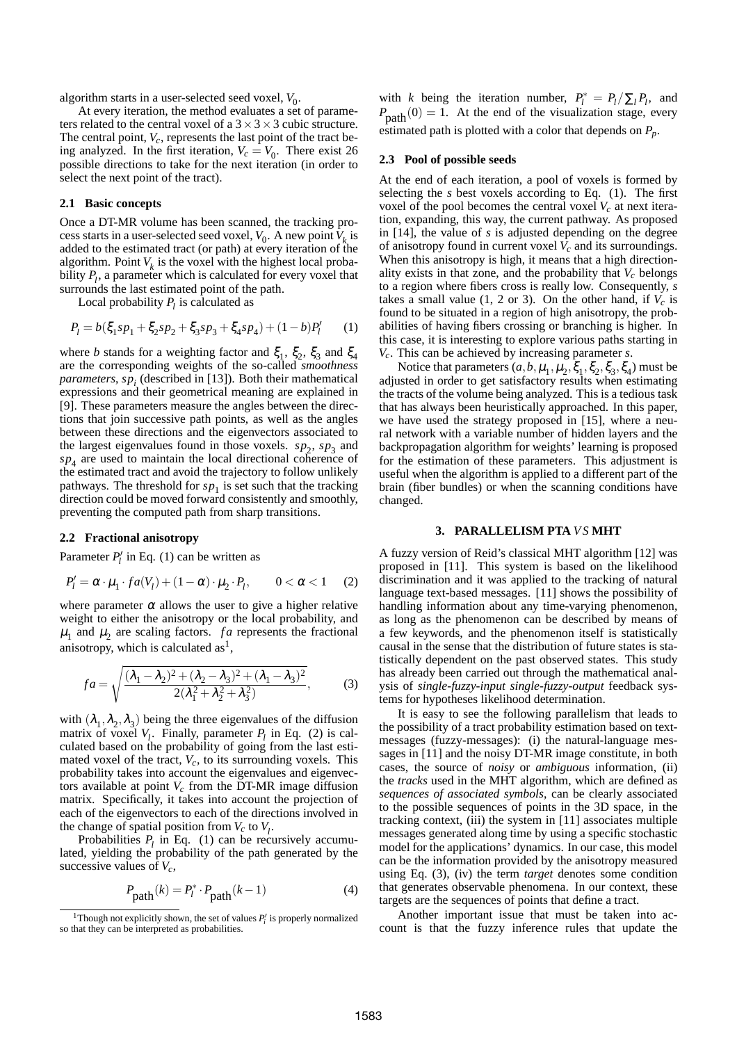algorithm starts in a user-selected seed voxel, $V_0$.

At every iteration, the method evaluates a set of parameters related to the central voxel of a $3 \times 3 \times 3$ cubic structure. The central point, $V_c$, represents the last point of the tract being analyzed. In the first iteration, $V_c = V_0$. There exist 26 possible directions to take for the next iteration (in order to select the next point of the tract).

### 2.1 Basic concepts

Once a DT-MR volume has been scanned, the tracking process starts in a user-selected seed voxel, $V_0$. A new point $V_k$ is added to the estimated tract (or path) at every iteration of the algorithm. Point $V_k$ is the voxel with the highest local probability $P_l$, a parameter which is calculated for every voxel that surrounds the last estimated point of the path.

Local probability $P_l$ is calculated as

$$P_l = b(\xi_1 sp_1 + \xi_2 sp_2 + \xi_3 sp_3 + \xi_4 sp_4) + (1-b)P_l' \qquad (1)$$

where $b$ stands for a weighting factor and $\xi_1$, $\xi_2$, $\xi_3$ and $\xi_4$ are the corresponding weights of the so-called *smoothness parameters*, $sp_i$ (described in [13]). Both their mathematical expressions and their geometrical meaning are explained in [9]. These parameters measure the angles between the directions that join successive path points, as well as the angles between these directions and the eigenvectors associated to the largest eigenvalues found in those voxels. $sp_2$, $sp_3$ and $sp_4$ are used to maintain the local directional coherence of the estimated tract and avoid the trajectory to follow unlikely pathways. The threshold for $sp_1$ is set such that the tracking direction could be moved forward consistently and smoothly, preventing the computed path from sharp transitions.

### 2.2 Fractional anisotropy

Parameter $P_l'$ in Eq. (1) can be written as

$$P_l' = \alpha \cdot \mu_1 \cdot fa(V_l) + (1-\alpha) \cdot \mu_2 \cdot P_l, \qquad 0 < \alpha < 1 \qquad (2)$$

where parameter $\alpha$ allows the user to give a higher relative weight to either the anisotropy or the local probability, and $\mu_1$ and $\mu_2$ are scaling factors. $fa$ represents the fractional anisotropy, which is calculated as[1],

$$fa = \sqrt{\frac{(\lambda_1-\lambda_2)^2 + (\lambda_2-\lambda_3)^2 + (\lambda_1-\lambda_3)^2}{2(\lambda_1^2+\lambda_2^2+\lambda_3^2)}}, \qquad (3)$$

with $(\lambda_1, \lambda_2, \lambda_3)$ being the three eigenvalues of the diffusion matrix of voxel $V_l$. Finally, parameter $P_l$ in Eq. (2) is calculated based on the probability of going from the last estimated voxel of the tract, $V_c$, to its surrounding voxels. This probability takes into account the eigenvalues and eigenvectors available at point $V_c$ from the DT-MR image diffusion matrix. Specifically, it takes into account the projection of each of the eigenvectors to each of the directions involved in the change of spatial position from $V_c$ to $V_l$.

Probabilities $P_l$ in Eq. (1) can be recursively accumulated, yielding the probability of the path generated by the successive values of $V_c$,

$$P_{\text{path}}(k) = P_l^* \cdot P_{\text{path}}(k-1) \qquad (4)$$

with $k$ being the iteration number, $P_l^* = P_l / \sum_l P_l$, and $P_{\text{path}}(0) = 1$. At the end of the visualization stage, every estimated path is plotted with a color that depends on $P_p$.

[1] Though not explicitly shown, the set of values $P_l'$ is properly normalized so that they can be interpreted as probabilities.

### 2.3 Pool of possible seeds

At the end of each iteration, a pool of voxels is formed by selecting the $s$ best voxels according to Eq. (1). The first voxel of the pool becomes the central voxel $V_c$ at next iteration, expanding, this way, the current pathway. As proposed in [14], the value of $s$ is adjusted depending on the degree of anisotropy found in current voxel $V_c$ and its surroundings. When this anisotropy is high, it means that a high directionality exists in that zone, and the probability that $V_c$ belongs to a region where fibers cross is really low. Consequently, $s$ takes a small value (1, 2 or 3). On the other hand, if $V_c$ is found to be situated in a region of high anisotropy, the probabilities of having fibers crossing or branching is higher. In this case, it is interesting to explore various paths starting in $V_c$. This can be achieved by increasing parameter $s$.

Notice that parameters $(a, b, \mu_1, \mu_2, \xi_1, \xi_2, \xi_3, \xi_4)$ must be adjusted in order to get satisfactory results when estimating the tracts of the volume being analyzed. This is a tedious task that has always been heuristically approached. In this paper, we have used the strategy proposed in [15], where a neural network with a variable number of hidden layers and the backpropagation algorithm for weights' learning is proposed for the estimation of these parameters. This adjustment is useful when the algorithm is applied to a different part of the brain (fiber bundles) or when the scanning conditions have changed.

## 3. PARALLELISM PTA *VS* MHT

A fuzzy version of Reid's classical MHT algorithm [12] was proposed in [11]. This system is based on the likelihood discrimination and it was applied to the tracking of natural language text-based messages. [11] shows the possibility of handling information about any time-varying phenomenon, as long as the phenomenon can be described by means of a few keywords, and the phenomenon itself is statistically causal in the sense that the distribution of future states is statistically dependent on the past observed states. This study has already been carried out through the mathematical analysis of *single-fuzzy-input single-fuzzy-output* feedback systems for hypotheses likelihood determination.

It is easy to see the following parallelism that leads to the possibility of a tract probability estimation based on text-messages (fuzzy-messages): (i) the natural-language messages in [11] and the noisy DT-MR image constitute, in both cases, the source of *noisy* or *ambiguous* information, (ii) the *tracks* used in the MHT algorithm, which are defined as *sequences of associated symbols*, can be clearly associated to the possible sequences of points in the 3D space, in the tracking context, (iii) the system in [11] associates multiple messages generated along time by using a specific stochastic model for the applications' dynamics. In our case, this model can be the information provided by the anisotropy measured using Eq. (3), (iv) the term *target* denotes some condition that generates observable phenomena. In our context, these targets are the sequences of points that define a tract.

Another important issue that must be taken into account is that the fuzzy inference rules that update the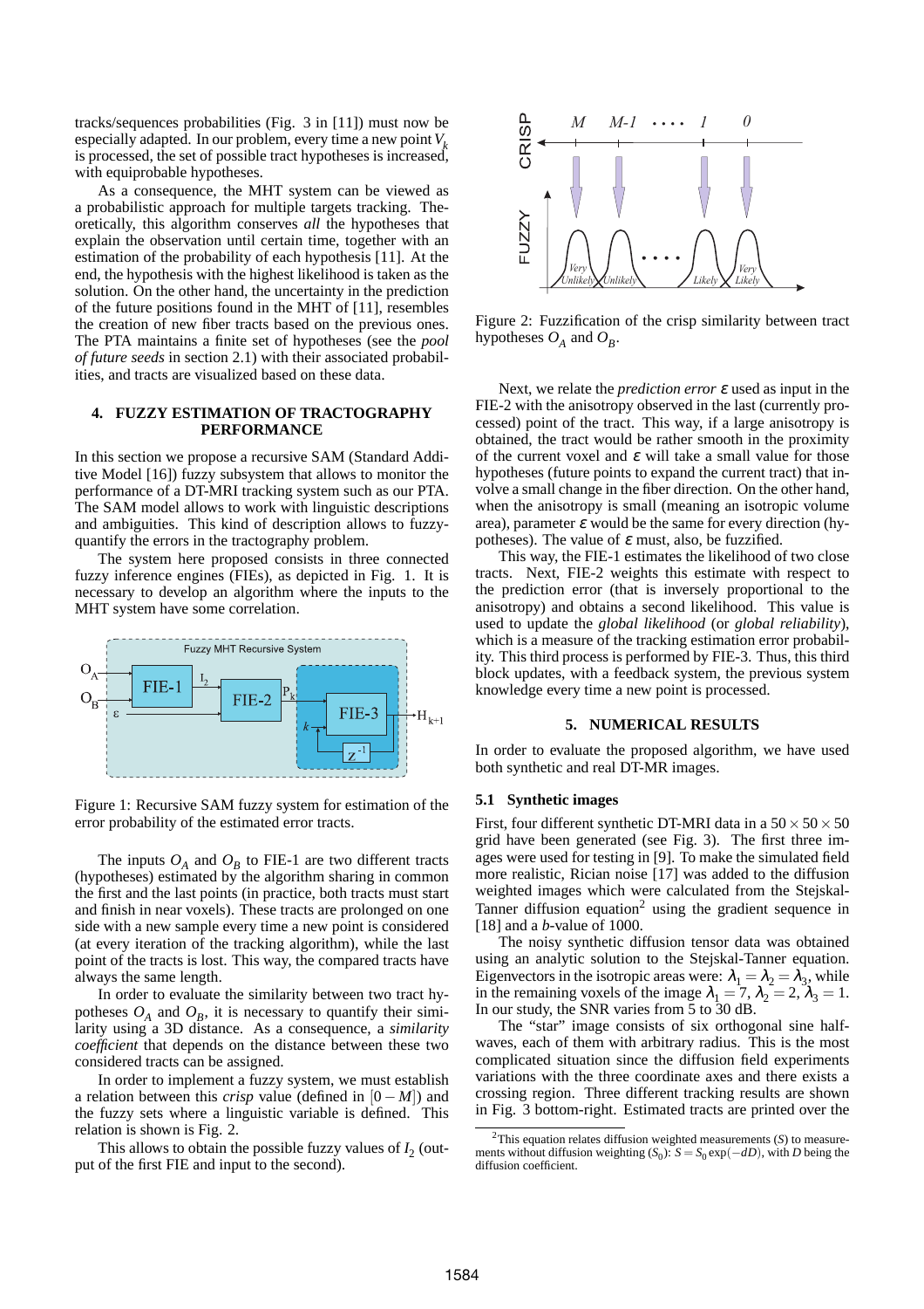tracks/sequences probabilities (Fig. 3 in [11]) must now be especially adapted. In our problem, every time a new point $V_k$ is processed, the set of possible tract hypotheses is increased, with equiprobable hypotheses.

As a consequence, the MHT system can be viewed as a probabilistic approach for multiple targets tracking. Theoretically, this algorithm conserves *all* the hypotheses that explain the observation until certain time, together with an estimation of the probability of each hypothesis [11]. At the end, the hypothesis with the highest likelihood is taken as the solution. On the other hand, the uncertainty in the prediction of the future positions found in the MHT of [11], resembles the creation of new fiber tracts based on the previous ones. The PTA maintains a finite set of hypotheses (see the *pool of future seeds* in section 2.1) with their associated probabilities, and tracts are visualized based on these data.

## 4. FUZZY ESTIMATION OF TRACTOGRAPHY PERFORMANCE

In this section we propose a recursive SAM (Standard Additive Model [16]) fuzzy subsystem that allows to monitor the performance of a DT-MRI tracking system such as our PTA. The SAM model allows to work with linguistic descriptions and ambiguities. This kind of description allows to fuzzy-quantify the errors in the tractography problem.

The system here proposed consists in three connected fuzzy inference engines (FIEs), as depicted in Fig. 1. It is necessary to develop an algorithm where the inputs to the MHT system have some correlation.

Figure 1: Recursive SAM fuzzy system for estimation of the error probability of the estimated error tracts.

The inputs $O_A$ and $O_B$ to FIE-1 are two different tracts (hypotheses) estimated by the algorithm sharing in common the first and the last points (in practice, both tracts must start and finish in near voxels). These tracts are prolonged on one side with a new sample every time a new point is considered (at every iteration of the tracking algorithm), while the last point of the tracts is lost. This way, the compared tracts have always the same length.

In order to evaluate the similarity between two tract hypotheses $O_A$ and $O_B$, it is necessary to quantify their similarity using a 3D distance. As a consequence, a *similarity coefficient* that depends on the distance between these two considered tracts can be assigned.

In order to implement a fuzzy system, we must establish a relation between this *crisp* value (defined in $[0-M]$) and the fuzzy sets where a linguistic variable is defined. This relation is shown is Fig. 2.

This allows to obtain the possible fuzzy values of $I_2$ (output of the first FIE and input to the second).

Figure 2: Fuzzification of the crisp similarity between tract hypotheses $O_A$ and $O_B$.

Next, we relate the *prediction error* $\varepsilon$ used as input in the FIE-2 with the anisotropy observed in the last (currently processed) point of the tract. This way, if a large anisotropy is obtained, the tract would be rather smooth in the proximity of the current voxel and $\varepsilon$ will take a small value for those hypotheses (future points to expand the current tract) that involve a small change in the fiber direction. On the other hand, when the anisotropy is small (meaning an isotropic volume area), parameter $\varepsilon$ would be the same for every direction (hypotheses). The value of $\varepsilon$ must, also, be fuzzified.

This way, the FIE-1 estimates the likelihood of two close tracts. Next, FIE-2 weights this estimate with respect to the prediction error (that is inversely proportional to the anisotropy) and obtains a second likelihood. This value is used to update the *global likelihood* (or *global reliability*), which is a measure of the tracking estimation error probability. This third process is performed by FIE-3. Thus, this third block updates, with a feedback system, the previous system knowledge every time a new point is processed.

## 5. NUMERICAL RESULTS

In order to evaluate the proposed algorithm, we have used both synthetic and real DT-MR images.

### 5.1 Synthetic images

First, four different synthetic DT-MRI data in a $50 \times 50 \times 50$ grid have been generated (see Fig. 3). The first three images were used for testing in [9]. To make the simulated field more realistic, Rician noise [17] was added to the diffusion weighted images which were calculated from the Stejskal-Tanner diffusion equation[2] using the gradient sequence in [18] and a $b$-value of 1000.

The noisy synthetic diffusion tensor data was obtained using an analytic solution to the Stejskal-Tanner equation. Eigenvectors in the isotropic areas were: $\lambda_1 = \lambda_2 = \lambda_3$, while in the remaining voxels of the image $\lambda_1 = 7$, $\lambda_2 = 2$, $\lambda_3 = 1$. In our study, the SNR varies from 5 to 30 dB.

The "star" image consists of six orthogonal sine half-waves, each of them with arbitrary radius. This is the most complicated situation since the diffusion field experiments variations with the three coordinate axes and there exists a crossing region. Three different tracking results are shown in Fig. 3 bottom-right. Estimated tracts are printed over the

[2] This equation relates diffusion weighted measurements ($S$) to measurements without diffusion weighting ($S_0$): $S = S_0 \exp(-dD)$, with $D$ being the diffusion coefficient.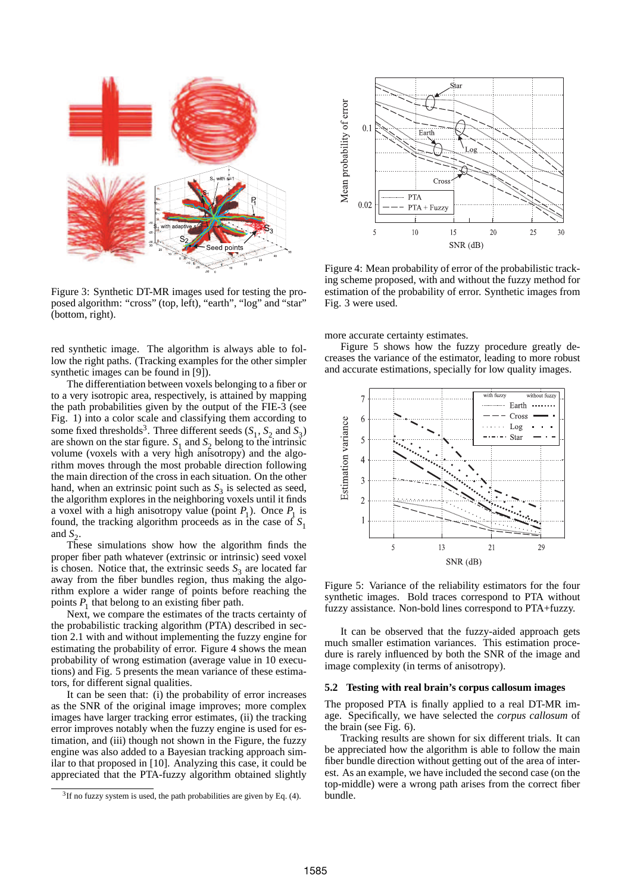Figure 3: Synthetic DT-MR images used for testing the proposed algorithm: “cross” (top, left), “earth”, “log” and “star” (bottom, right).

red synthetic image. The algorithm is always able to follow the right paths. (Tracking examples for the other simpler synthetic images can be found in [9]).

The differentiation between voxels belonging to a fiber or to a very isotropic area, respectively, is attained by mapping the path probabilities given by the output of the FIE-3 (see Fig. 1) into a color scale and classifying them according to some fixed thresholds[3]. Three different seeds ($S_1$, $S_2$ and $S_3$) are shown on the star figure. $S_1$ and $S_2$ belong to the intrinsic volume (voxels with a very high anisotropy) and the algorithm moves through the most probable direction following the main direction of the cross in each situation. On the other hand, when an extrinsic point such as $S_3$ is selected as seed, the algorithm explores in the neighboring voxels until it finds a voxel with a high anisotropy value (point $P_1$). Once $P_1$ is found, the tracking algorithm proceeds as in the case of $S_1$ and $S_2$.

These simulations show how the algorithm finds the proper fiber path whatever (extrinsic or intrinsic) seed voxel is chosen. Notice that, the extrinsic seeds $S_3$ are located far away from the fiber bundles region, thus making the algorithm explore a wider range of points before reaching the points $P_1$ that belong to an existing fiber path.

Next, we compare the estimates of the tracts certainty of the probabilistic tracking algorithm (PTA) described in section 2.1 with and without implementing the fuzzy engine for estimating the probability of error. Figure 4 shows the mean probability of wrong estimation (average value in 10 executions) and Fig. 5 presents the mean variance of these estimators, for different signal qualities.

It can be seen that: (i) the probability of error increases as the SNR of the original image improves; more complex images have larger tracking error estimates, (ii) the tracking error improves notably when the fuzzy engine is used for estimation, and (iii) though not shown in the Figure, the fuzzy engine was also added to a Bayesian tracking approach similar to that proposed in [10]. Analyzing this case, it could be appreciated that the PTA-fuzzy algorithm obtained slightly more accurate certainty estimates.

[3] If no fuzzy system is used, the path probabilities are given by Eq. (4).

Figure 4: Mean probability of error of the probabilistic tracking scheme proposed, with and without the fuzzy method for estimation of the probability of error. Synthetic images from Fig. 3 were used.

Figure 5 shows how the fuzzy procedure greatly decreases the variance of the estimator, leading to more robust and accurate estimations, specially for low quality images.

Figure 5: Variance of the reliability estimators for the four synthetic images. Bold traces correspond to PTA without fuzzy assistance. Non-bold lines correspond to PTA+fuzzy.

It can be observed that the fuzzy-aided approach gets much smaller estimation variances. This estimation procedure is rarely influenced by both the SNR of the image and image complexity (in terms of anisotropy).

### 5.2 Testing with real brain’s corpus callosum images

The proposed PTA is finally applied to a real DT-MR image. Specifically, we have selected the *corpus callosum* of the brain (see Fig. 6).

Tracking results are shown for six different trials. It can be appreciated how the algorithm is able to follow the main fiber bundle direction without getting out of the area of interest. As an example, we have included the second case (on the top-middle) were a wrong path arises from the correct fiber bundle.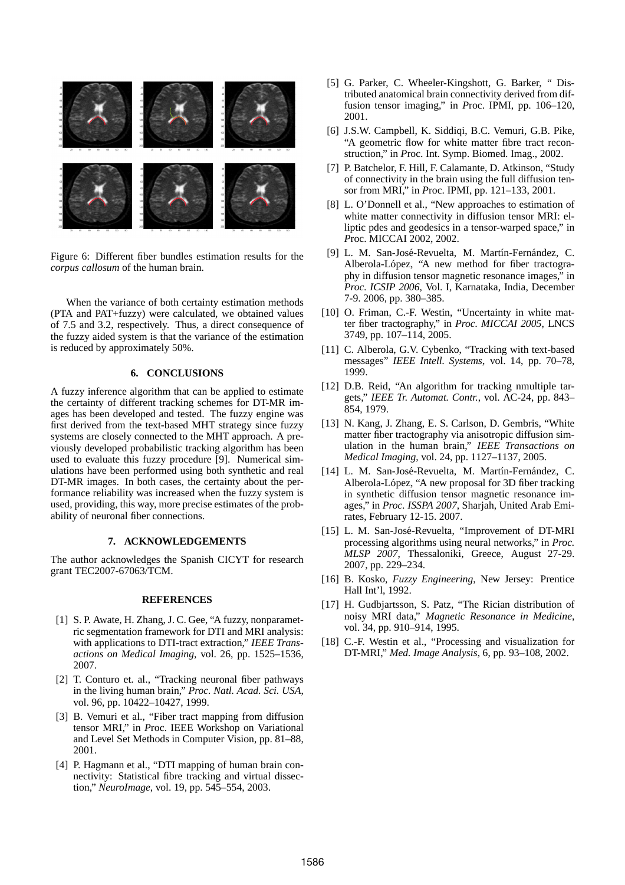Figure 6: Different fiber bundles estimation results for the *corpus callosum* of the human brain.

When the variance of both certainty estimation methods (PTA and PAT+fuzzy) were calculated, we obtained values of 7.5 and 3.2, respectively. Thus, a direct consequence of the fuzzy aided system is that the variance of the estimation is reduced by approximately 50%.

## 6. CONCLUSIONS

A fuzzy inference algorithm that can be applied to estimate the certainty of different tracking schemes for DT-MR images has been developed and tested. The fuzzy engine was first derived from the text-based MHT strategy since fuzzy systems are closely connected to the MHT approach. A previously developed probabilistic tracking algorithm has been used to evaluate this fuzzy procedure [9]. Numerical simulations have been performed using both synthetic and real DT-MR images. In both cases, the certainty about the performance reliability was increased when the fuzzy system is used, providing, this way, more precise estimates of the probability of neuronal fiber connections.

## 7. ACKNOWLEDGEMENTS

The author acknowledges the Spanish CICYT for research grant TEC2007-67063/TCM.

## REFERENCES

[1] S. P. Awate, H. Zhang, J. C. Gee, "A fuzzy, nonparametric segmentation framework for DTI and MRI analysis: with applications to DTI-tract extraction," *IEEE Transactions on Medical Imaging*, vol. 26, pp. 1525–1536, 2007.

[2] T. Conturo et. al., "Tracking neuronal fiber pathways in the living human brain," *Proc. Natl. Acad. Sci. USA*, vol. 96, pp. 10422–10427, 1999.

[3] B. Vemuri et al., "Fiber tract mapping from diffusion tensor MRI," in *P*roc. IEEE Workshop on Variational and Level Set Methods in Computer Vision, pp. 81–88, 2001.

[4] P. Hagmann et al., "DTI mapping of human brain connectivity: Statistical fibre tracking and virtual dissection," *NeuroImage*, vol. 19, pp. 545–554, 2003.

[5] G. Parker, C. Wheeler-Kingshott, G. Barker, " Distributed anatomical brain connectivity derived from diffusion tensor imaging," in *P*roc. IPMI, pp. 106–120, 2001.

[6] J.S.W. Campbell, K. Siddiqi, B.C. Vemuri, G.B. Pike, "A geometric flow for white matter fibre tract reconstruction," in *P*roc. Int. Symp. Biomed. Imag., 2002.

[7] P. Batchelor, F. Hill, F. Calamante, D. Atkinson, "Study of connectivity in the brain using the full diffusion tensor from MRI," in *P*roc. IPMI, pp. 121–133, 2001.

[8] L. O'Donnell et al., "New approaches to estimation of white matter connectivity in diffusion tensor MRI: elliptic pdes and geodesics in a tensor-warped space," in *P*roc. MICCAI 2002, 2002.

[9] L. M. San-José-Revuelta, M. Martín-Fernández, C. Alberola-López, "A new method for fiber tractography in diffusion tensor magnetic resonance images," in *Proc. ICSIP 2006*, Vol. I, Karnataka, India, December 7-9. 2006, pp. 380–385.

[10] O. Friman, C.-F. Westin, "Uncertainty in white matter fiber tractography," in *Proc. MICCAI 2005*, LNCS 3749, pp. 107–114, 2005.

[11] C. Alberola, G.V. Cybenko, "Tracking with text-based messages" *IEEE Intell. Systems*, vol. 14, pp. 70–78, 1999.

[12] D.B. Reid, "An algorithm for tracking nmultiple targets," *IEEE Tr. Automat. Contr.*, vol. AC-24, pp. 843–854, 1979.

[13] N. Kang, J. Zhang, E. S. Carlson, D. Gembris, "White matter fiber tractography via anisotropic diffusion simulation in the human brain," *IEEE Transactions on Medical Imaging*, vol. 24, pp. 1127–1137, 2005.

[14] L. M. San-José-Revuelta, M. Martín-Fernández, C. Alberola-López, "A new proposal for 3D fiber tracking in synthetic diffusion tensor magnetic resonance images," in *Proc. ISSPA 2007*, Sharjah, United Arab Emirates, February 12-15. 2007.

[15] L. M. San-José-Revuelta, "Improvement of DT-MRI processing algorithms using neural networks," in *Proc. MLSP 2007*, Thessaloniki, Greece, August 27-29. 2007, pp. 229–234.

[16] B. Kosko, *Fuzzy Engineering*, New Jersey: Prentice Hall Int'l, 1992.

[17] H. Gudbjartsson, S. Patz, "The Rician distribution of noisy MRI data," *Magnetic Resonance in Medicine*, vol. 34, pp. 910–914, 1995.

[18] C.-F. Westin et al., "Processing and visualization for DT-MRI," *Med. Image Analysis*, 6, pp. 93–108, 2002.